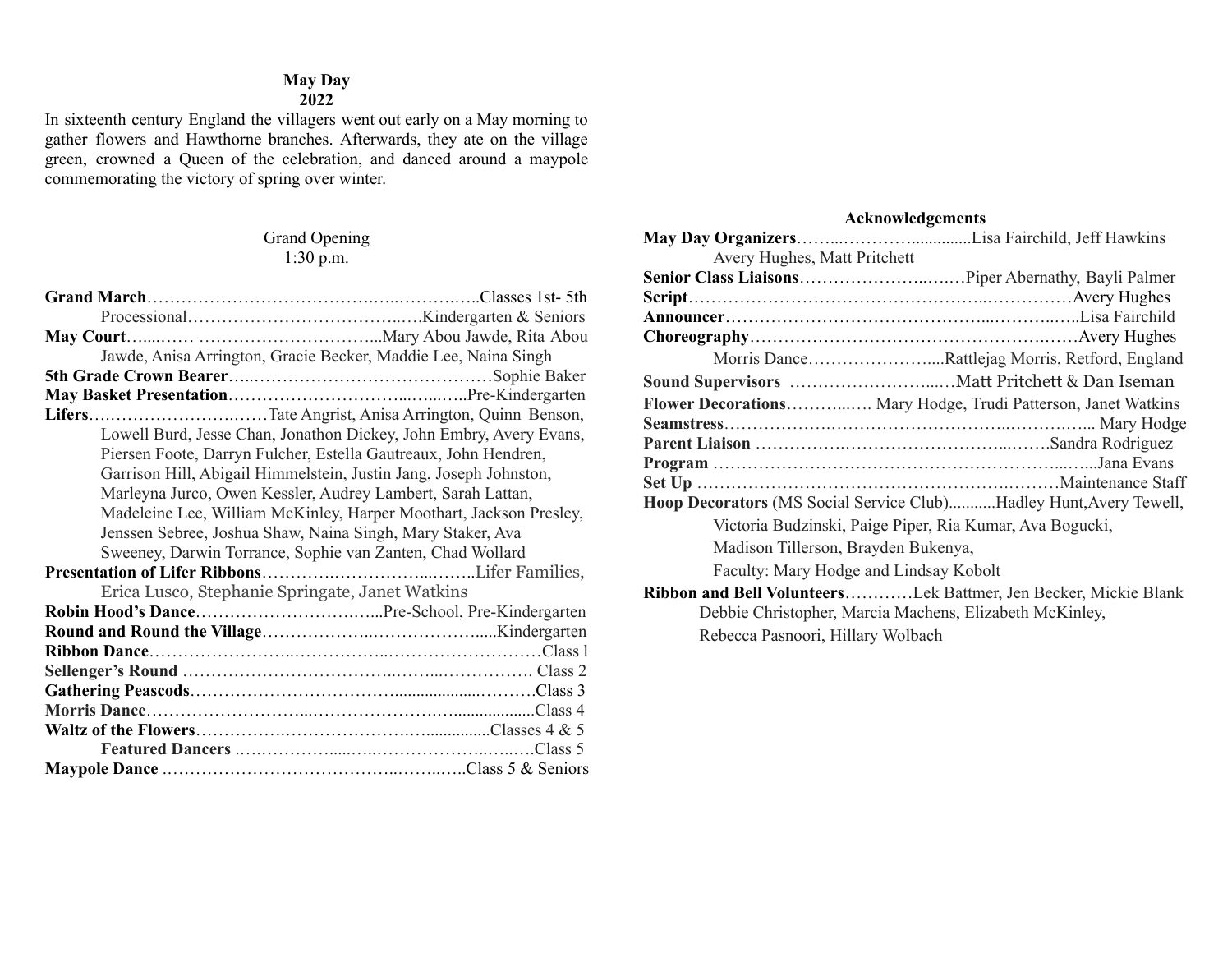# May Day
## 2022

In sixteenth century England the villagers went out early on a May morning to gather flowers and Hawthorne branches. Afterwards, they ate on the village green, crowned a Queen of the celebration, and danced around a maypole commemorating the victory of spring over winter.

Grand Opening
1:30 p.m.

**Grand March**……………………………………..Classes 1st- 5th

Processional……………………………………Kindergarten & Seniors

**May Court**……………………………………...Mary Abou Jawde, Rita Abou Jawde, Anisa Arrington, Gracie Becker, Maddie Lee, Naina Singh

**5th Grade Crown Bearer**……………………………………Sophie Baker

**May Basket Presentation**……………………………………Pre-Kindergarten

**Lifers**………………………Tate Angrist, Anisa Arrington, Quinn Benson, Lowell Burd, Jesse Chan, Jonathon Dickey, John Embry, Avery Evans, Piersen Foote, Darryn Fulcher, Estella Gautreaux, John Hendren, Garrison Hill, Abigail Himmelstein, Justin Jang, Joseph Johnston, Marleyna Jurco, Owen Kessler, Audrey Lambert, Sarah Lattan, Madeleine Lee, William McKinley, Harper Moothart, Jackson Presley, Jenssen Sebree, Joshua Shaw, Naina Singh, Mary Staker, Ava Sweeney, Darwin Torrance, Sophie van Zanten, Chad Wollard

**Presentation of Lifer Ribbons**……………………………Lifer Families, Erica Lusco, Stephanie Springate, Janet Watkins

**Robin Hood's Dance**……………………………Pre-School, Pre-Kindergarten

**Round and Round the Village**……………………………Kindergarten

**Ribbon Dance**……………………………………………Class l

**Sellenger's Round** ……………………………………………Class 2

**Gathering Peascods**……………………………………………Class 3

**Morris Dance**……………………………………………Class 4

**Waltz of the Flowers**……………………………………Classes 4 & 5

**Featured Dancers** ……………………………………Class 5

**Maypole Dance** ……………………………………Class 5 & Seniors

## Acknowledgements

**May Day Organizers**……………………Lisa Fairchild, Jeff Hawkins Avery Hughes, Matt Pritchett

**Senior Class Liaisons**……………………Piper Abernathy, Bayli Palmer

**Script**……………………………………………Avery Hughes

**Announcer**……………………………………………Lisa Fairchild

**Choreography**……………………………………………Avery Hughes

Morris Dance……………………Rattlejag Morris, Retford, England

**Sound Supervisors** ……………………Matt Pritchett & Dan Iseman

**Flower Decorations**………… Mary Hodge, Trudi Patterson, Janet Watkins

**Seamstress**……………………………………………Mary Hodge

**Parent Liaison** ……………………………………Sandra Rodriguez

**Program** ……………………………………………Jana Evans

**Set Up** ……………………………………………Maintenance Staff

**Hoop Decorators** (MS Social Service Club)...........Hadley Hunt,Avery Tewell, Victoria Budzinski, Paige Piper, Ria Kumar, Ava Bogucki, Madison Tillerson, Brayden Bukenya,

Faculty: Mary Hodge and Lindsay Kobolt

**Ribbon and Bell Volunteers**…………Lek Battmer, Jen Becker, Mickie Blank Debbie Christopher, Marcia Machens, Elizabeth McKinley, Rebecca Pasnoori, Hillary Wolbach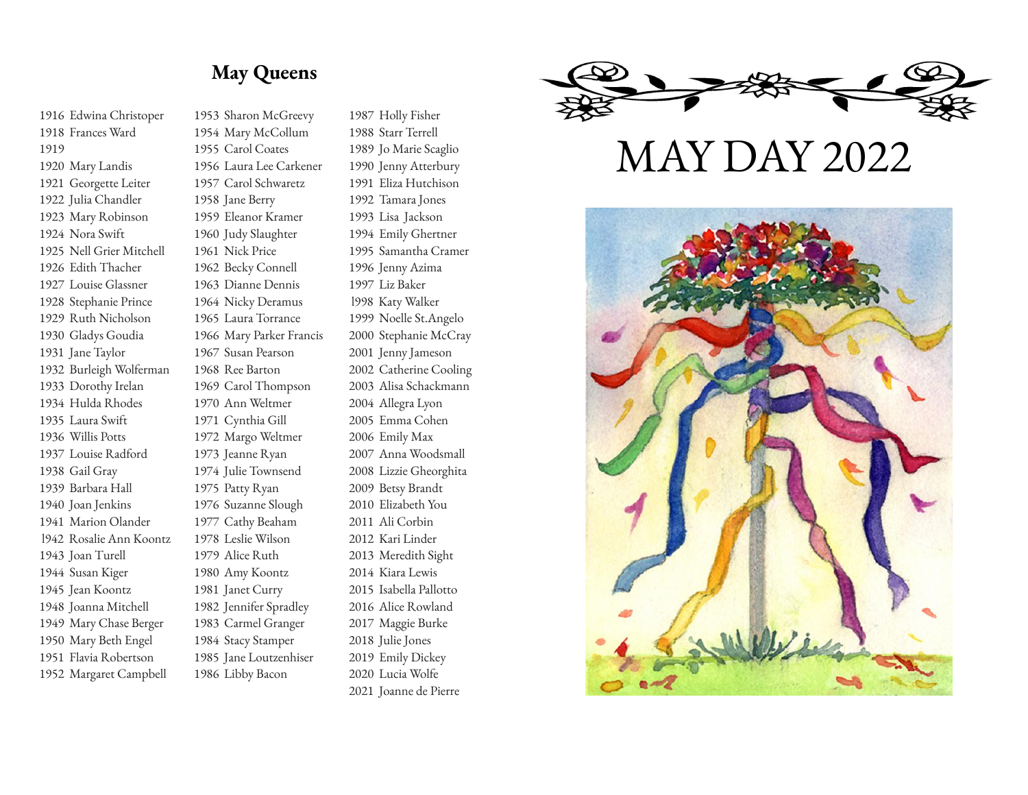## May Queens

1916 Edwina Christopher
1918 Frances Ward
1919
1920 Mary Landis
1921 Georgette Leiter
1922 Julia Chandler
1923 Mary Robinson
1924 Nora Swift
1925 Nell Grier Mitchell
1926 Edith Thacher
1927 Louise Glassner
1928 Stephanie Prince
1929 Ruth Nicholson
1930 Gladys Goudia
1931 Jane Taylor
1932 Burleigh Wolferman
1933 Dorothy Irelan
1934 Hulda Rhodes
1935 Laura Swift
1936 Willis Potts
1937 Louise Radford
1938 Gail Gray
1939 Barbara Hall
1940 Joan Jenkins
1941 Marion Olander
1942 Rosalie Ann Koontz
1943 Joan Turell
1944 Susan Kiger
1945 Jean Koontz
1948 Joanna Mitchell
1949 Mary Chase Berger
1950 Mary Beth Engel
1951 Flavia Robertson
1952 Margaret Campbell
1953 Sharon McGreevy
1954 Mary McCollum
1955 Carol Coates
1956 Laura Lee Carkener
1957 Carol Schwaretz
1958 Jane Berry
1959 Eleanor Kramer
1960 Judy Slaughter
1961 Nick Price
1962 Becky Connell
1963 Dianne Dennis
1964 Nicky Deramus
1965 Laura Torrance
1966 Mary Parker Francis
1967 Susan Pearson
1968 Ree Barton
1969 Carol Thompson
1970 Ann Weltmer
1971 Cynthia Gill
1972 Margo Weltmer
1973 Jeanne Ryan
1974 Julie Townsend
1975 Patty Ryan
1976 Suzanne Slough
1977 Cathy Beaham
1978 Leslie Wilson
1979 Alice Ruth
1980 Amy Koontz
1981 Janet Curry
1982 Jennifer Spradley
1983 Carmel Granger
1984 Stacy Stamper
1985 Jane Loutzenhiser
1986 Libby Bacon
1987 Holly Fisher
1988 Starr Terrell
1989 Jo Marie Scaglio
1990 Jenny Atterbury
1991 Eliza Hutchison
1992 Tamara Jones
1993 Lisa Jackson
1994 Emily Ghertner
1995 Samantha Cramer
1996 Jenny Azima
1997 Liz Baker
1998 Katy Walker
1999 Noelle St.Angelo
2000 Stephanie McCray
2001 Jenny Jameson
2002 Catherine Cooling
2003 Alisa Schackmann
2004 Allegra Lyon
2005 Emma Cohen
2006 Emily Max
2007 Anna Woodsmall
2008 Lizzie Gheorghita
2009 Betsy Brandt
2010 Elizabeth You
2011 Ali Corbin
2012 Kari Linder
2013 Meredith Sight
2014 Kiara Lewis
2015 Isabella Pallotto
2016 Alice Rowland
2017 Maggie Burke
2018 Julie Jones
2019 Emily Dickey
2020 Lucia Wolfe
2021 Joanne de Pierre

# MAY DAY 2022